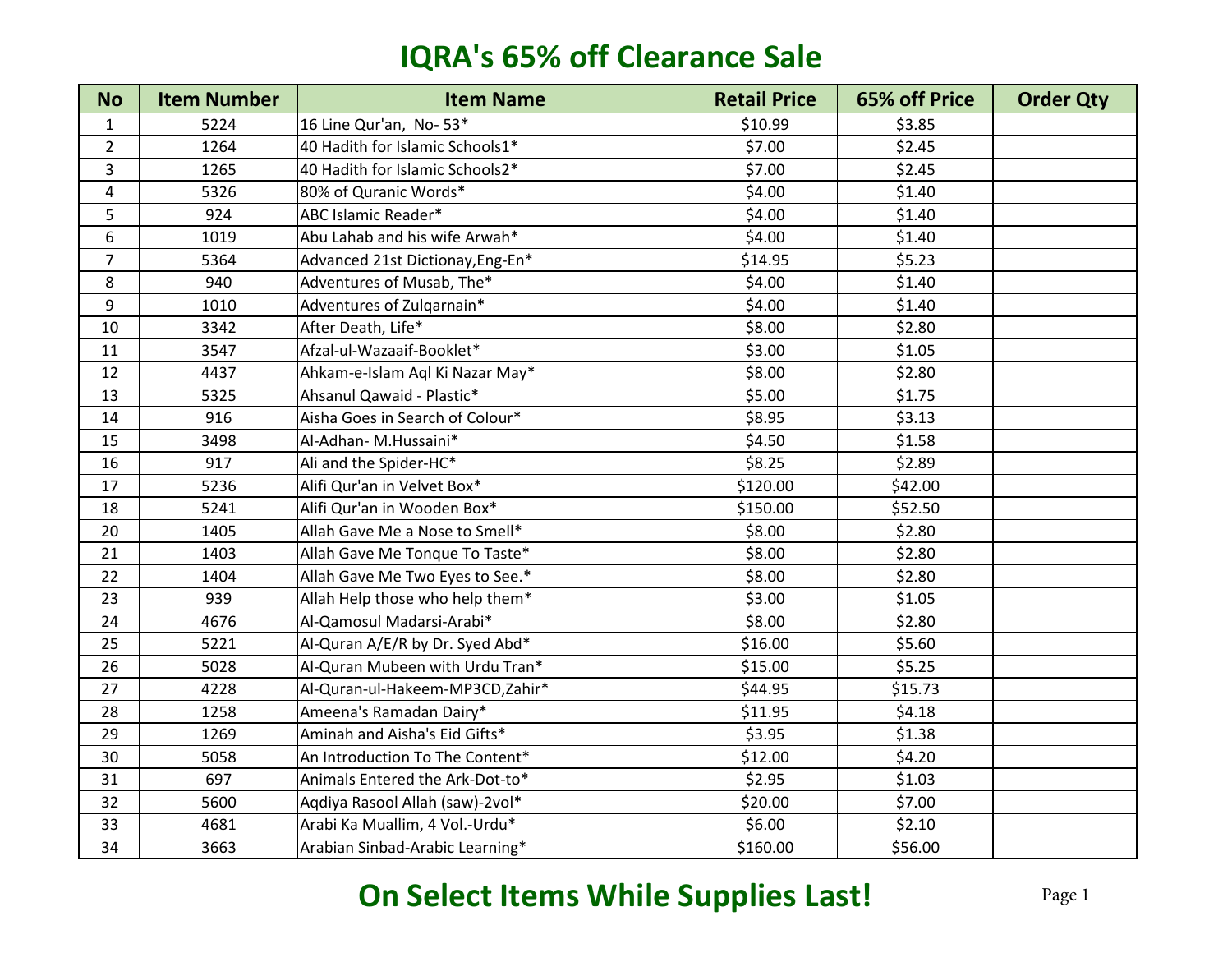# IQRA's 65% off Clearance Sale

| No | Item Number | Item Name | Retail Price | 65% off Price | Order Qty |
|---|---|---|---|---|---|
| 1 | 5224 | 16 Line Qur'an, No- 53* | $10.99 | $3.85 | |
| 2 | 1264 | 40 Hadith for Islamic Schools1* | $7.00 | $2.45 | |
| 3 | 1265 | 40 Hadith for Islamic Schools2* | $7.00 | $2.45 | |
| 4 | 5326 | 80% of Quranic Words* | $4.00 | $1.40 | |
| 5 | 924 | ABC Islamic Reader* | $4.00 | $1.40 | |
| 6 | 1019 | Abu Lahab and his wife Arwah* | $4.00 | $1.40 | |
| 7 | 5364 | Advanced 21st Dictionay,Eng-En* | $14.95 | $5.23 | |
| 8 | 940 | Adventures of Musab, The* | $4.00 | $1.40 | |
| 9 | 1010 | Adventures of Zulqarnain* | $4.00 | $1.40 | |
| 10 | 3342 | After Death, Life* | $8.00 | $2.80 | |
| 11 | 3547 | Afzal-ul-Wazaaif-Booklet* | $3.00 | $1.05 | |
| 12 | 4437 | Ahkam-e-Islam Aql Ki Nazar May* | $8.00 | $2.80 | |
| 13 | 5325 | Ahsanul Qawaid - Plastic* | $5.00 | $1.75 | |
| 14 | 916 | Aisha Goes in Search of Colour* | $8.95 | $3.13 | |
| 15 | 3498 | Al-Adhan- M.Hussaini* | $4.50 | $1.58 | |
| 16 | 917 | Ali and the Spider-HC* | $8.25 | $2.89 | |
| 17 | 5236 | Alifi Qur'an in Velvet Box* | $120.00 | $42.00 | |
| 18 | 5241 | Alifi Qur'an in Wooden Box* | $150.00 | $52.50 | |
| 20 | 1405 | Allah Gave Me a Nose to Smell* | $8.00 | $2.80 | |
| 21 | 1403 | Allah Gave Me Tonque To Taste* | $8.00 | $2.80 | |
| 22 | 1404 | Allah Gave Me Two Eyes to See.* | $8.00 | $2.80 | |
| 23 | 939 | Allah Help those who help them* | $3.00 | $1.05 | |
| 24 | 4676 | Al-Qamosul Madarsi-Arabi* | $8.00 | $2.80 | |
| 25 | 5221 | Al-Quran A/E/R by Dr. Syed Abd* | $16.00 | $5.60 | |
| 26 | 5028 | Al-Quran Mubeen with Urdu Tran* | $15.00 | $5.25 | |
| 27 | 4228 | Al-Quran-ul-Hakeem-MP3CD,Zahir* | $44.95 | $15.73 | |
| 28 | 1258 | Ameena's Ramadan Dairy* | $11.95 | $4.18 | |
| 29 | 1269 | Aminah and Aisha's Eid Gifts* | $3.95 | $1.38 | |
| 30 | 5058 | An Introduction To The Content* | $12.00 | $4.20 | |
| 31 | 697 | Animals Entered the Ark-Dot-to* | $2.95 | $1.03 | |
| 32 | 5600 | Aqdiya Rasool Allah (saw)-2vol* | $20.00 | $7.00 | |
| 33 | 4681 | Arabi Ka Muallim, 4 Vol.-Urdu* | $6.00 | $2.10 | |
| 34 | 3663 | Arabian Sinbad-Arabic Learning* | $160.00 | $56.00 | |

## On Select Items While Supplies Last!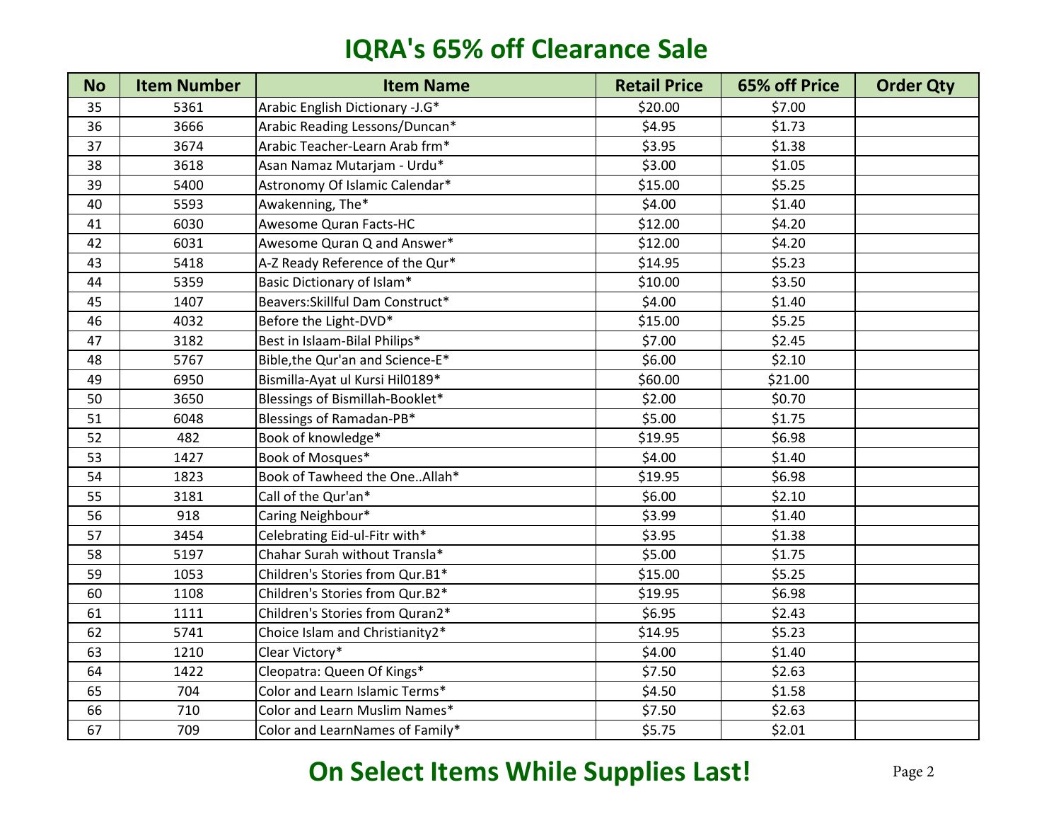# IQRA's 65% off Clearance Sale

| No | Item Number | Item Name | Retail Price | 65% off Price | Order Qty |
|---|---|---|---|---|---|
| 35 | 5361 | Arabic English Dictionary -J.G* | $20.00 | $7.00 | |
| 36 | 3666 | Arabic Reading Lessons/Duncan* | $4.95 | $1.73 | |
| 37 | 3674 | Arabic Teacher-Learn Arab frm* | $3.95 | $1.38 | |
| 38 | 3618 | Asan Namaz Mutarjam - Urdu* | $3.00 | $1.05 | |
| 39 | 5400 | Astronomy Of Islamic Calendar* | $15.00 | $5.25 | |
| 40 | 5593 | Awakenning, The* | $4.00 | $1.40 | |
| 41 | 6030 | Awesome Quran Facts-HC | $12.00 | $4.20 | |
| 42 | 6031 | Awesome Quran Q and Answer* | $12.00 | $4.20 | |
| 43 | 5418 | A-Z Ready Reference of the Qur* | $14.95 | $5.23 | |
| 44 | 5359 | Basic Dictionary of Islam* | $10.00 | $3.50 | |
| 45 | 1407 | Beavers:Skillful Dam Construct* | $4.00 | $1.40 | |
| 46 | 4032 | Before the Light-DVD* | $15.00 | $5.25 | |
| 47 | 3182 | Best in Islaam-Bilal Philips* | $7.00 | $2.45 | |
| 48 | 5767 | Bible,the Qur'an and Science-E* | $6.00 | $2.10 | |
| 49 | 6950 | Bismilla-Ayat ul Kursi Hil0189* | $60.00 | $21.00 | |
| 50 | 3650 | Blessings of Bismillah-Booklet* | $2.00 | $0.70 | |
| 51 | 6048 | Blessings of Ramadan-PB* | $5.00 | $1.75 | |
| 52 | 482 | Book of knowledge* | $19.95 | $6.98 | |
| 53 | 1427 | Book of Mosques* | $4.00 | $1.40 | |
| 54 | 1823 | Book of Tawheed the One..Allah* | $19.95 | $6.98 | |
| 55 | 3181 | Call of the Qur'an* | $6.00 | $2.10 | |
| 56 | 918 | Caring Neighbour* | $3.99 | $1.40 | |
| 57 | 3454 | Celebrating Eid-ul-Fitr with* | $3.95 | $1.38 | |
| 58 | 5197 | Chahar Surah without Transla* | $5.00 | $1.75 | |
| 59 | 1053 | Children's Stories from Qur.B1* | $15.00 | $5.25 | |
| 60 | 1108 | Children's Stories from Qur.B2* | $19.95 | $6.98 | |
| 61 | 1111 | Children's Stories from Quran2* | $6.95 | $2.43 | |
| 62 | 5741 | Choice Islam and Christianity2* | $14.95 | $5.23 | |
| 63 | 1210 | Clear Victory* | $4.00 | $1.40 | |
| 64 | 1422 | Cleopatra: Queen Of Kings* | $7.50 | $2.63 | |
| 65 | 704 | Color and Learn Islamic Terms* | $4.50 | $1.58 | |
| 66 | 710 | Color and Learn Muslim Names* | $7.50 | $2.63 | |
| 67 | 709 | Color and LearnNames of Family* | $5.75 | $2.01 | |

## On Select Items While Supplies Last!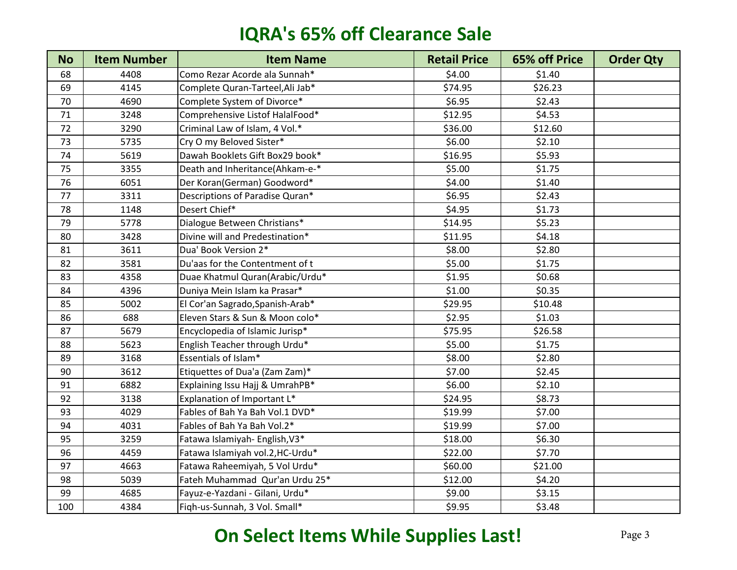# IQRA's 65% off Clearance Sale

| No | Item Number | Item Name | Retail Price | 65% off Price | Order Qty |
|---|---|---|---|---|---|
| 68 | 4408 | Como Rezar Acorde ala Sunnah* | $4.00 | $1.40 | |
| 69 | 4145 | Complete Quran-Tarteel,Ali Jab* | $74.95 | $26.23 | |
| 70 | 4690 | Complete System of Divorce* | $6.95 | $2.43 | |
| 71 | 3248 | Comprehensive Listof HalalFood* | $12.95 | $4.53 | |
| 72 | 3290 | Criminal Law of Islam, 4 Vol.* | $36.00 | $12.60 | |
| 73 | 5735 | Cry O my Beloved Sister* | $6.00 | $2.10 | |
| 74 | 5619 | Dawah Booklets Gift Box29 book* | $16.95 | $5.93 | |
| 75 | 3355 | Death and Inheritance(Ahkam-e-* | $5.00 | $1.75 | |
| 76 | 6051 | Der Koran(German) Goodword* | $4.00 | $1.40 | |
| 77 | 3311 | Descriptions of Paradise Quran* | $6.95 | $2.43 | |
| 78 | 1148 | Desert Chief* | $4.95 | $1.73 | |
| 79 | 5778 | Dialogue Between Christians* | $14.95 | $5.23 | |
| 80 | 3428 | Divine will and Predestination* | $11.95 | $4.18 | |
| 81 | 3611 | Dua' Book Version 2* | $8.00 | $2.80 | |
| 82 | 3581 | Du'aas for the Contentment of t | $5.00 | $1.75 | |
| 83 | 4358 | Duae Khatmul Quran(Arabic/Urdu* | $1.95 | $0.68 | |
| 84 | 4396 | Duniya Mein Islam ka Prasar* | $1.00 | $0.35 | |
| 85 | 5002 | El Cor'an Sagrado,Spanish-Arab* | $29.95 | $10.48 | |
| 86 | 688 | Eleven Stars & Sun & Moon colo* | $2.95 | $1.03 | |
| 87 | 5679 | Encyclopedia of Islamic Jurisp* | $75.95 | $26.58 | |
| 88 | 5623 | English Teacher through Urdu* | $5.00 | $1.75 | |
| 89 | 3168 | Essentials of Islam* | $8.00 | $2.80 | |
| 90 | 3612 | Etiquettes of Dua'a (Zam Zam)* | $7.00 | $2.45 | |
| 91 | 6882 | Explaining Issu Hajj & UmrahPB* | $6.00 | $2.10 | |
| 92 | 3138 | Explanation of Important L* | $24.95 | $8.73 | |
| 93 | 4029 | Fables of Bah Ya Bah Vol.1 DVD* | $19.99 | $7.00 | |
| 94 | 4031 | Fables of Bah Ya Bah Vol.2* | $19.99 | $7.00 | |
| 95 | 3259 | Fatawa Islamiyah- English,V3* | $18.00 | $6.30 | |
| 96 | 4459 | Fatawa Islamiyah vol.2,HC-Urdu* | $22.00 | $7.70 | |
| 97 | 4663 | Fatawa Raheemiyah, 5 Vol Urdu* | $60.00 | $21.00 | |
| 98 | 5039 | Fateh Muhammad Qur'an Urdu 25* | $12.00 | $4.20 | |
| 99 | 4685 | Fayuz-e-Yazdani - Gilani, Urdu* | $9.00 | $3.15 | |
| 100 | 4384 | Fiqh-us-Sunnah, 3 Vol. Small* | $9.95 | $3.48 | |

## On Select Items While Supplies Last!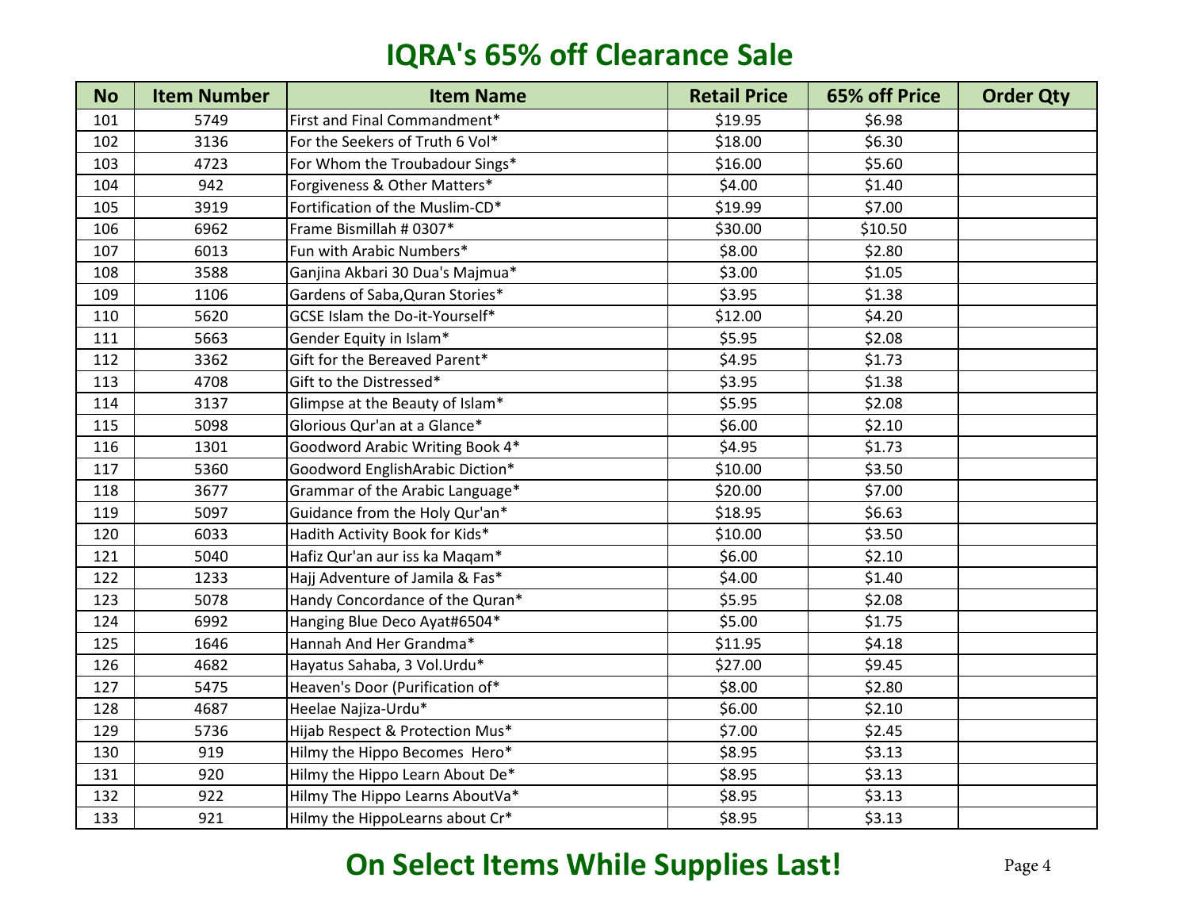# IQRA's 65% off Clearance Sale

| No | Item Number | Item Name | Retail Price | 65% off Price | Order Qty |
|---|---|---|---|---|---|
| 101 | 5749 | First and Final Commandment* | $19.95 | $6.98 | |
| 102 | 3136 | For the Seekers of Truth 6 Vol* | $18.00 | $6.30 | |
| 103 | 4723 | For Whom the Troubadour Sings* | $16.00 | $5.60 | |
| 104 | 942 | Forgiveness & Other Matters* | $4.00 | $1.40 | |
| 105 | 3919 | Fortification of the Muslim-CD* | $19.99 | $7.00 | |
| 106 | 6962 | Frame Bismillah # 0307* | $30.00 | $10.50 | |
| 107 | 6013 | Fun with Arabic Numbers* | $8.00 | $2.80 | |
| 108 | 3588 | Ganjina Akbari 30 Dua's Majmua* | $3.00 | $1.05 | |
| 109 | 1106 | Gardens of Saba,Quran Stories* | $3.95 | $1.38 | |
| 110 | 5620 | GCSE Islam the Do-it-Yourself* | $12.00 | $4.20 | |
| 111 | 5663 | Gender Equity in Islam* | $5.95 | $2.08 | |
| 112 | 3362 | Gift for the Bereaved Parent* | $4.95 | $1.73 | |
| 113 | 4708 | Gift to the Distressed* | $3.95 | $1.38 | |
| 114 | 3137 | Glimpse at the Beauty of Islam* | $5.95 | $2.08 | |
| 115 | 5098 | Glorious Qur'an at a Glance* | $6.00 | $2.10 | |
| 116 | 1301 | Goodword Arabic Writing Book 4* | $4.95 | $1.73 | |
| 117 | 5360 | Goodword EnglishArabic Diction* | $10.00 | $3.50 | |
| 118 | 3677 | Grammar of the Arabic Language* | $20.00 | $7.00 | |
| 119 | 5097 | Guidance from the Holy Qur'an* | $18.95 | $6.63 | |
| 120 | 6033 | Hadith Activity Book for Kids* | $10.00 | $3.50 | |
| 121 | 5040 | Hafiz Qur'an aur iss ka Maqam* | $6.00 | $2.10 | |
| 122 | 1233 | Hajj Adventure of Jamila & Fas* | $4.00 | $1.40 | |
| 123 | 5078 | Handy Concordance of the Quran* | $5.95 | $2.08 | |
| 124 | 6992 | Hanging Blue Deco Ayat#6504* | $5.00 | $1.75 | |
| 125 | 1646 | Hannah And Her Grandma* | $11.95 | $4.18 | |
| 126 | 4682 | Hayatus Sahaba, 3 Vol.Urdu* | $27.00 | $9.45 | |
| 127 | 5475 | Heaven's Door (Purification of* | $8.00 | $2.80 | |
| 128 | 4687 | Heelae Najiza-Urdu* | $6.00 | $2.10 | |
| 129 | 5736 | Hijab Respect & Protection Mus* | $7.00 | $2.45 | |
| 130 | 919 | Hilmy the Hippo Becomes Hero* | $8.95 | $3.13 | |
| 131 | 920 | Hilmy the Hippo Learn About De* | $8.95 | $3.13 | |
| 132 | 922 | Hilmy The Hippo Learns AboutVa* | $8.95 | $3.13 | |
| 133 | 921 | Hilmy the HippoLearns about Cr* | $8.95 | $3.13 | |

## On Select Items While Supplies Last!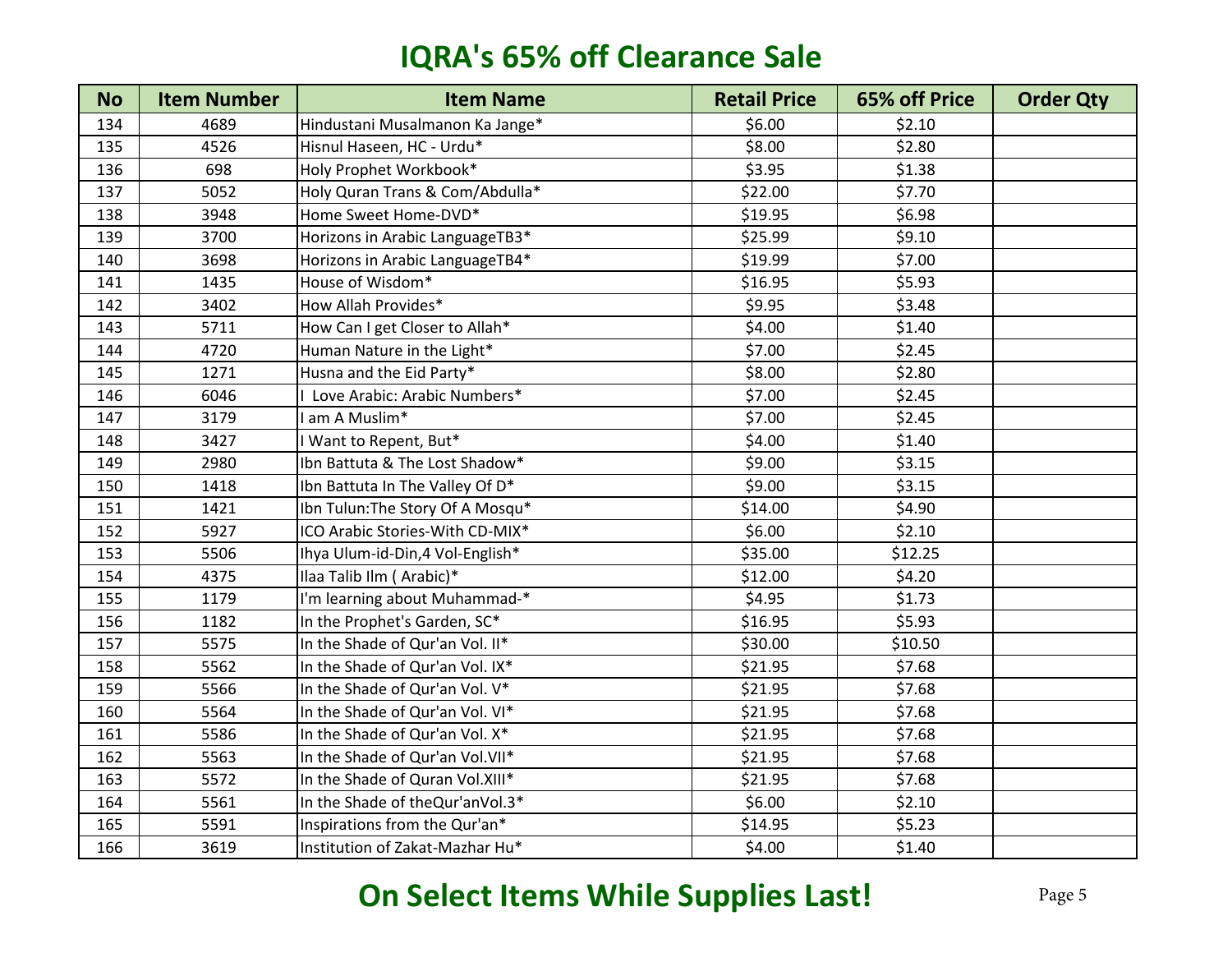# IQRA's 65% off Clearance Sale

| No | Item Number | Item Name | Retail Price | 65% off Price | Order Qty |
|---|---|---|---|---|---|
| 134 | 4689 | Hindustani Musalmanon Ka Jange* | $6.00 | $2.10 | |
| 135 | 4526 | Hisnul Haseen, HC - Urdu* | $8.00 | $2.80 | |
| 136 | 698 | Holy Prophet Workbook* | $3.95 | $1.38 | |
| 137 | 5052 | Holy Quran Trans & Com/Abdulla* | $22.00 | $7.70 | |
| 138 | 3948 | Home Sweet Home-DVD* | $19.95 | $6.98 | |
| 139 | 3700 | Horizons in Arabic LanguageTB3* | $25.99 | $9.10 | |
| 140 | 3698 | Horizons in Arabic LanguageTB4* | $19.99 | $7.00 | |
| 141 | 1435 | House of Wisdom* | $16.95 | $5.93 | |
| 142 | 3402 | How Allah Provides* | $9.95 | $3.48 | |
| 143 | 5711 | How Can I get Closer to Allah* | $4.00 | $1.40 | |
| 144 | 4720 | Human Nature in the Light* | $7.00 | $2.45 | |
| 145 | 1271 | Husna and the Eid Party* | $8.00 | $2.80 | |
| 146 | 6046 | I Love Arabic: Arabic Numbers* | $7.00 | $2.45 | |
| 147 | 3179 | I am A Muslim* | $7.00 | $2.45 | |
| 148 | 3427 | I Want to Repent, But* | $4.00 | $1.40 | |
| 149 | 2980 | Ibn Battuta & The Lost Shadow* | $9.00 | $3.15 | |
| 150 | 1418 | Ibn Battuta In The Valley Of D* | $9.00 | $3.15 | |
| 151 | 1421 | Ibn Tulun:The Story Of A Mosqu* | $14.00 | $4.90 | |
| 152 | 5927 | ICO Arabic Stories-With CD-MIX* | $6.00 | $2.10 | |
| 153 | 5506 | Ihya Ulum-id-Din,4 Vol-English* | $35.00 | $12.25 | |
| 154 | 4375 | Ilaa Talib Ilm ( Arabic)* | $12.00 | $4.20 | |
| 155 | 1179 | I'm learning about Muhammad-* | $4.95 | $1.73 | |
| 156 | 1182 | In the Prophet's Garden, SC* | $16.95 | $5.93 | |
| 157 | 5575 | In the Shade of Qur'an Vol. II* | $30.00 | $10.50 | |
| 158 | 5562 | In the Shade of Qur'an Vol. IX* | $21.95 | $7.68 | |
| 159 | 5566 | In the Shade of Qur'an Vol. V* | $21.95 | $7.68 | |
| 160 | 5564 | In the Shade of Qur'an Vol. VI* | $21.95 | $7.68 | |
| 161 | 5586 | In the Shade of Qur'an Vol. X* | $21.95 | $7.68 | |
| 162 | 5563 | In the Shade of Qur'an Vol.VII* | $21.95 | $7.68 | |
| 163 | 5572 | In the Shade of Quran Vol.XIII* | $21.95 | $7.68 | |
| 164 | 5561 | In the Shade of theQur'anVol.3* | $6.00 | $2.10 | |
| 165 | 5591 | Inspirations from the Qur'an* | $14.95 | $5.23 | |
| 166 | 3619 | Institution of Zakat-Mazhar Hu* | $4.00 | $1.40 | |

**On Select Items While Supplies Last!**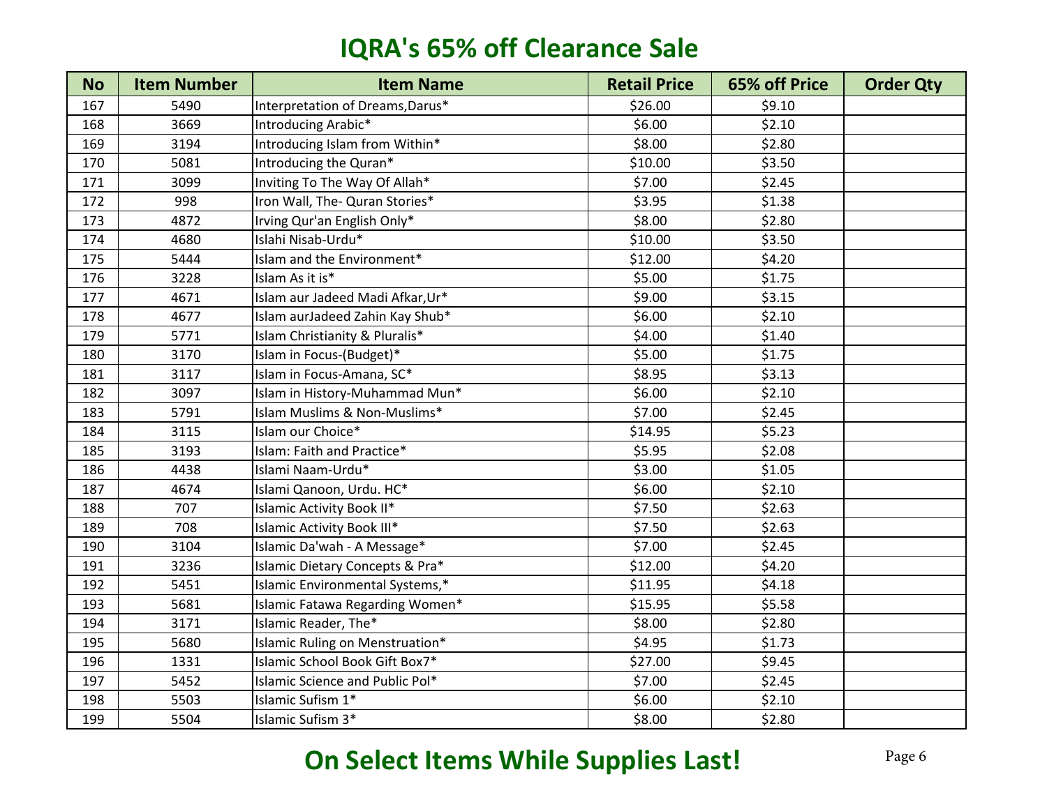# IQRA's 65% off Clearance Sale

| No | Item Number | Item Name | Retail Price | 65% off Price | Order Qty |
|---|---|---|---|---|---|
| 167 | 5490 | Interpretation of Dreams,Darus* | $26.00 | $9.10 | |
| 168 | 3669 | Introducing Arabic* | $6.00 | $2.10 | |
| 169 | 3194 | Introducing Islam from Within* | $8.00 | $2.80 | |
| 170 | 5081 | Introducing the Quran* | $10.00 | $3.50 | |
| 171 | 3099 | Inviting To The Way Of Allah* | $7.00 | $2.45 | |
| 172 | 998 | Iron Wall, The- Quran Stories* | $3.95 | $1.38 | |
| 173 | 4872 | Irving Qur'an English Only* | $8.00 | $2.80 | |
| 174 | 4680 | Islahi Nisab-Urdu* | $10.00 | $3.50 | |
| 175 | 5444 | Islam and the Environment* | $12.00 | $4.20 | |
| 176 | 3228 | Islam As it is* | $5.00 | $1.75 | |
| 177 | 4671 | Islam aur Jadeed Madi Afkar,Ur* | $9.00 | $3.15 | |
| 178 | 4677 | Islam aurJadeed Zahin Kay Shub* | $6.00 | $2.10 | |
| 179 | 5771 | Islam Christianity & Pluralis* | $4.00 | $1.40 | |
| 180 | 3170 | Islam in Focus-(Budget)* | $5.00 | $1.75 | |
| 181 | 3117 | Islam in Focus-Amana, SC* | $8.95 | $3.13 | |
| 182 | 3097 | Islam in History-Muhammad Mun* | $6.00 | $2.10 | |
| 183 | 5791 | Islam Muslims & Non-Muslims* | $7.00 | $2.45 | |
| 184 | 3115 | Islam our Choice* | $14.95 | $5.23 | |
| 185 | 3193 | Islam: Faith and Practice* | $5.95 | $2.08 | |
| 186 | 4438 | Islami Naam-Urdu* | $3.00 | $1.05 | |
| 187 | 4674 | Islami Qanoon, Urdu. HC* | $6.00 | $2.10 | |
| 188 | 707 | Islamic Activity Book II* | $7.50 | $2.63 | |
| 189 | 708 | Islamic Activity Book III* | $7.50 | $2.63 | |
| 190 | 3104 | Islamic Da'wah - A Message* | $7.00 | $2.45 | |
| 191 | 3236 | Islamic Dietary Concepts & Pra* | $12.00 | $4.20 | |
| 192 | 5451 | Islamic Environmental Systems,* | $11.95 | $4.18 | |
| 193 | 5681 | Islamic Fatawa Regarding Women* | $15.95 | $5.58 | |
| 194 | 3171 | Islamic Reader, The* | $8.00 | $2.80 | |
| 195 | 5680 | Islamic Ruling on Menstruation* | $4.95 | $1.73 | |
| 196 | 1331 | Islamic School Book Gift Box7* | $27.00 | $9.45 | |
| 197 | 5452 | Islamic Science and Public Pol* | $7.00 | $2.45 | |
| 198 | 5503 | Islamic Sufism 1* | $6.00 | $2.10 | |
| 199 | 5504 | Islamic Sufism 3* | $8.00 | $2.80 | |

## On Select Items While Supplies Last!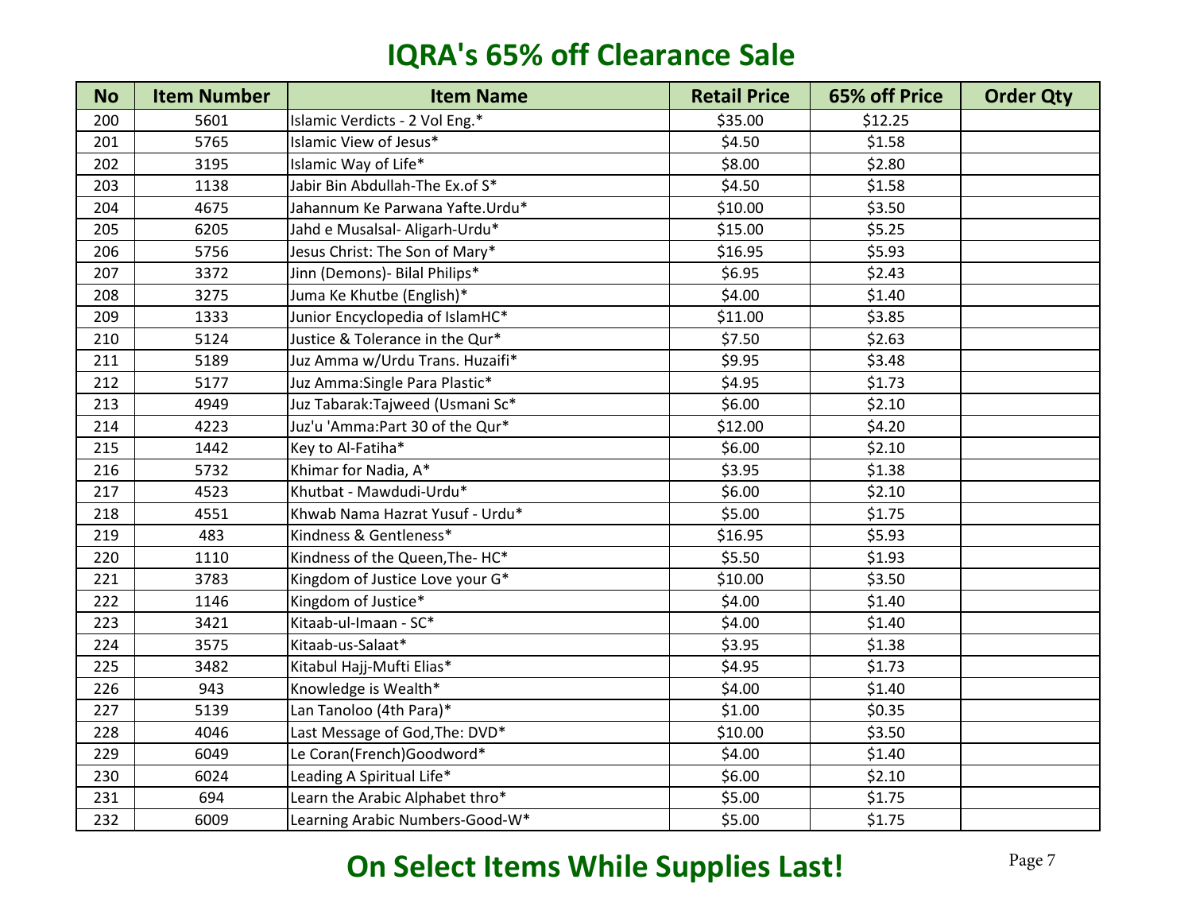# IQRA's 65% off Clearance Sale

| No | Item Number | Item Name | Retail Price | 65% off Price | Order Qty |
|---|---|---|---|---|---|
| 200 | 5601 | Islamic Verdicts - 2 Vol Eng.* | $35.00 | $12.25 | |
| 201 | 5765 | Islamic View of Jesus* | $4.50 | $1.58 | |
| 202 | 3195 | Islamic Way of Life* | $8.00 | $2.80 | |
| 203 | 1138 | Jabir Bin Abdullah-The Ex.of S* | $4.50 | $1.58 | |
| 204 | 4675 | Jahannum Ke Parwana Yafte.Urdu* | $10.00 | $3.50 | |
| 205 | 6205 | Jahd e Musalsal- Aligarh-Urdu* | $15.00 | $5.25 | |
| 206 | 5756 | Jesus Christ: The Son of Mary* | $16.95 | $5.93 | |
| 207 | 3372 | Jinn (Demons)- Bilal Philips* | $6.95 | $2.43 | |
| 208 | 3275 | Juma Ke Khutbe (English)* | $4.00 | $1.40 | |
| 209 | 1333 | Junior Encyclopedia of IslamHC* | $11.00 | $3.85 | |
| 210 | 5124 | Justice & Tolerance in the Qur* | $7.50 | $2.63 | |
| 211 | 5189 | Juz Amma w/Urdu Trans. Huzaifi* | $9.95 | $3.48 | |
| 212 | 5177 | Juz Amma:Single Para Plastic* | $4.95 | $1.73 | |
| 213 | 4949 | Juz Tabarak:Tajweed (Usmani Sc* | $6.00 | $2.10 | |
| 214 | 4223 | Juz'u 'Amma:Part 30 of the Qur* | $12.00 | $4.20 | |
| 215 | 1442 | Key to Al-Fatiha* | $6.00 | $2.10 | |
| 216 | 5732 | Khimar for Nadia, A* | $3.95 | $1.38 | |
| 217 | 4523 | Khutbat - Mawdudi-Urdu* | $6.00 | $2.10 | |
| 218 | 4551 | Khwab Nama Hazrat Yusuf - Urdu* | $5.00 | $1.75 | |
| 219 | 483 | Kindness & Gentleness* | $16.95 | $5.93 | |
| 220 | 1110 | Kindness of the Queen,The- HC* | $5.50 | $1.93 | |
| 221 | 3783 | Kingdom of Justice Love your G* | $10.00 | $3.50 | |
| 222 | 1146 | Kingdom of Justice* | $4.00 | $1.40 | |
| 223 | 3421 | Kitaab-ul-Imaan - SC* | $4.00 | $1.40 | |
| 224 | 3575 | Kitaab-us-Salaat* | $3.95 | $1.38 | |
| 225 | 3482 | Kitabul Hajj-Mufti Elias* | $4.95 | $1.73 | |
| 226 | 943 | Knowledge is Wealth* | $4.00 | $1.40 | |
| 227 | 5139 | Lan Tanoloo (4th Para)* | $1.00 | $0.35 | |
| 228 | 4046 | Last Message of God,The: DVD* | $10.00 | $3.50 | |
| 229 | 6049 | Le Coran(French)Goodword* | $4.00 | $1.40 | |
| 230 | 6024 | Leading A Spiritual Life* | $6.00 | $2.10 | |
| 231 | 694 | Learn the Arabic Alphabet thro* | $5.00 | $1.75 | |
| 232 | 6009 | Learning Arabic Numbers-Good-W* | $5.00 | $1.75 | |

**On Select Items While Supplies Last!**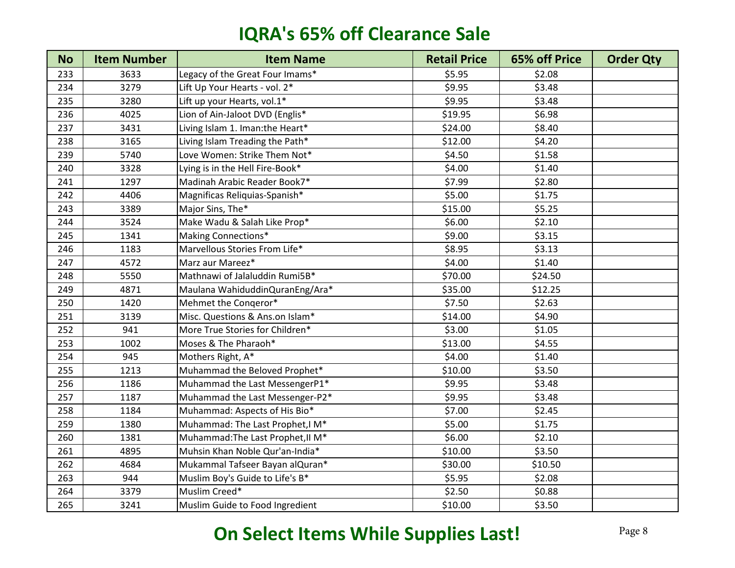# IQRA's 65% off Clearance Sale

| No | Item Number | Item Name | Retail Price | 65% off Price | Order Qty |
|---|---|---|---|---|---|
| 233 | 3633 | Legacy of the Great Four Imams* | $5.95 | $2.08 | |
| 234 | 3279 | Lift Up Your Hearts - vol. 2* | $9.95 | $3.48 | |
| 235 | 3280 | Lift up your Hearts, vol.1* | $9.95 | $3.48 | |
| 236 | 4025 | Lion of Ain-Jaloot DVD (Englis* | $19.95 | $6.98 | |
| 237 | 3431 | Living Islam 1. Iman:the Heart* | $24.00 | $8.40 | |
| 238 | 3165 | Living Islam Treading the Path* | $12.00 | $4.20 | |
| 239 | 5740 | Love Women: Strike Them Not* | $4.50 | $1.58 | |
| 240 | 3328 | Lying is in the Hell Fire-Book* | $4.00 | $1.40 | |
| 241 | 1297 | Madinah Arabic Reader Book7* | $7.99 | $2.80 | |
| 242 | 4406 | Magnificas Reliquias-Spanish* | $5.00 | $1.75 | |
| 243 | 3389 | Major Sins, The* | $15.00 | $5.25 | |
| 244 | 3524 | Make Wadu & Salah Like Prop* | $6.00 | $2.10 | |
| 245 | 1341 | Making Connections* | $9.00 | $3.15 | |
| 246 | 1183 | Marvellous Stories From Life* | $8.95 | $3.13 | |
| 247 | 4572 | Marz aur Mareez* | $4.00 | $1.40 | |
| 248 | 5550 | Mathnawi of Jalaluddin Rumi5B* | $70.00 | $24.50 | |
| 249 | 4871 | Maulana WahiduddinQuranEng/Ara* | $35.00 | $12.25 | |
| 250 | 1420 | Mehmet the Conqeror* | $7.50 | $2.63 | |
| 251 | 3139 | Misc. Questions & Ans.on Islam* | $14.00 | $4.90 | |
| 252 | 941 | More True Stories for Children* | $3.00 | $1.05 | |
| 253 | 1002 | Moses & The Pharaoh* | $13.00 | $4.55 | |
| 254 | 945 | Mothers Right, A* | $4.00 | $1.40 | |
| 255 | 1213 | Muhammad the Beloved Prophet* | $10.00 | $3.50 | |
| 256 | 1186 | Muhammad the Last MessengerP1* | $9.95 | $3.48 | |
| 257 | 1187 | Muhammad the Last Messenger-P2* | $9.95 | $3.48 | |
| 258 | 1184 | Muhammad: Aspects of His Bio* | $7.00 | $2.45 | |
| 259 | 1380 | Muhammad: The Last Prophet,I M* | $5.00 | $1.75 | |
| 260 | 1381 | Muhammad:The Last Prophet,II M* | $6.00 | $2.10 | |
| 261 | 4895 | Muhsin Khan Noble Qur'an-India* | $10.00 | $3.50 | |
| 262 | 4684 | Mukammal Tafseer Bayan alQuran* | $30.00 | $10.50 | |
| 263 | 944 | Muslim Boy's Guide to Life's B* | $5.95 | $2.08 | |
| 264 | 3379 | Muslim Creed* | $2.50 | $0.88 | |
| 265 | 3241 | Muslim Guide to Food Ingredient | $10.00 | $3.50 | |

## On Select Items While Supplies Last!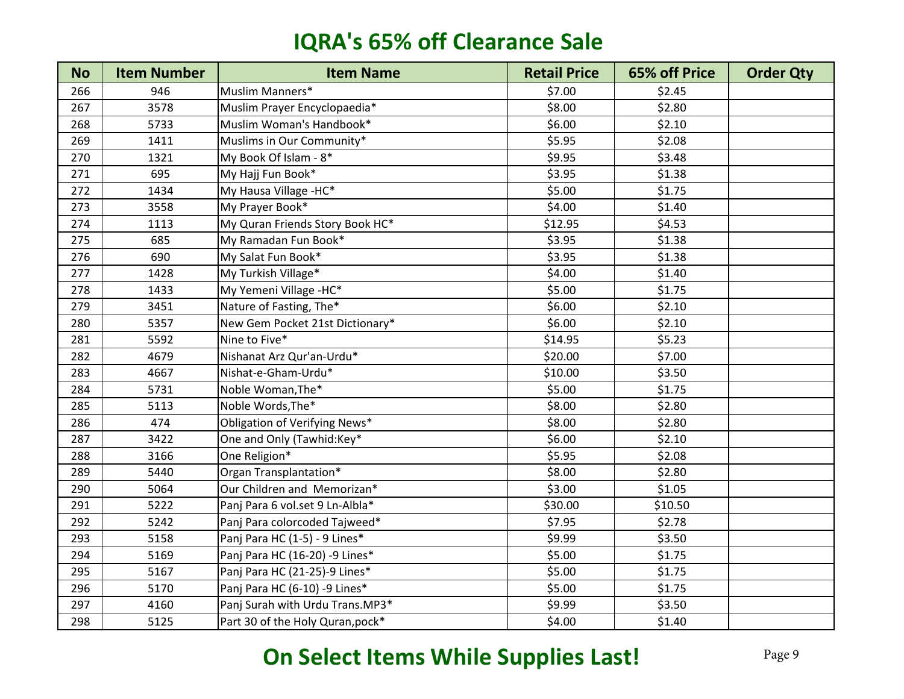# IQRA's 65% off Clearance Sale

| No | Item Number | Item Name | Retail Price | 65% off Price | Order Qty |
|---|---|---|---|---|---|
| 266 | 946 | Muslim Manners* | $7.00 | $2.45 | |
| 267 | 3578 | Muslim Prayer Encyclopaedia* | $8.00 | $2.80 | |
| 268 | 5733 | Muslim Woman's Handbook* | $6.00 | $2.10 | |
| 269 | 1411 | Muslims in Our Community* | $5.95 | $2.08 | |
| 270 | 1321 | My Book Of Islam - 8* | $9.95 | $3.48 | |
| 271 | 695 | My Hajj Fun Book* | $3.95 | $1.38 | |
| 272 | 1434 | My Hausa Village -HC* | $5.00 | $1.75 | |
| 273 | 3558 | My Prayer Book* | $4.00 | $1.40 | |
| 274 | 1113 | My Quran Friends Story Book HC* | $12.95 | $4.53 | |
| 275 | 685 | My Ramadan Fun Book* | $3.95 | $1.38 | |
| 276 | 690 | My Salat Fun Book* | $3.95 | $1.38 | |
| 277 | 1428 | My Turkish Village* | $4.00 | $1.40 | |
| 278 | 1433 | My Yemeni Village -HC* | $5.00 | $1.75 | |
| 279 | 3451 | Nature of Fasting, The* | $6.00 | $2.10 | |
| 280 | 5357 | New Gem Pocket 21st Dictionary* | $6.00 | $2.10 | |
| 281 | 5592 | Nine to Five* | $14.95 | $5.23 | |
| 282 | 4679 | Nishanat Arz Qur'an-Urdu* | $20.00 | $7.00 | |
| 283 | 4667 | Nishat-e-Gham-Urdu* | $10.00 | $3.50 | |
| 284 | 5731 | Noble Woman,The* | $5.00 | $1.75 | |
| 285 | 5113 | Noble Words,The* | $8.00 | $2.80 | |
| 286 | 474 | Obligation of Verifying News* | $8.00 | $2.80 | |
| 287 | 3422 | One and Only (Tawhid:Key* | $6.00 | $2.10 | |
| 288 | 3166 | One Religion* | $5.95 | $2.08 | |
| 289 | 5440 | Organ Transplantation* | $8.00 | $2.80 | |
| 290 | 5064 | Our Children and Memorizan* | $3.00 | $1.05 | |
| 291 | 5222 | Panj Para 6 vol.set 9 Ln-Albla* | $30.00 | $10.50 | |
| 292 | 5242 | Panj Para colorcoded Tajweed* | $7.95 | $2.78 | |
| 293 | 5158 | Panj Para HC (1-5) - 9 Lines* | $9.99 | $3.50 | |
| 294 | 5169 | Panj Para HC (16-20) -9 Lines* | $5.00 | $1.75 | |
| 295 | 5167 | Panj Para HC (21-25)-9 Lines* | $5.00 | $1.75 | |
| 296 | 5170 | Panj Para HC (6-10) -9 Lines* | $5.00 | $1.75 | |
| 297 | 4160 | Panj Surah with Urdu Trans.MP3* | $9.99 | $3.50 | |
| 298 | 5125 | Part 30 of the Holy Quran,pock* | $4.00 | $1.40 | |

## On Select Items While Supplies Last!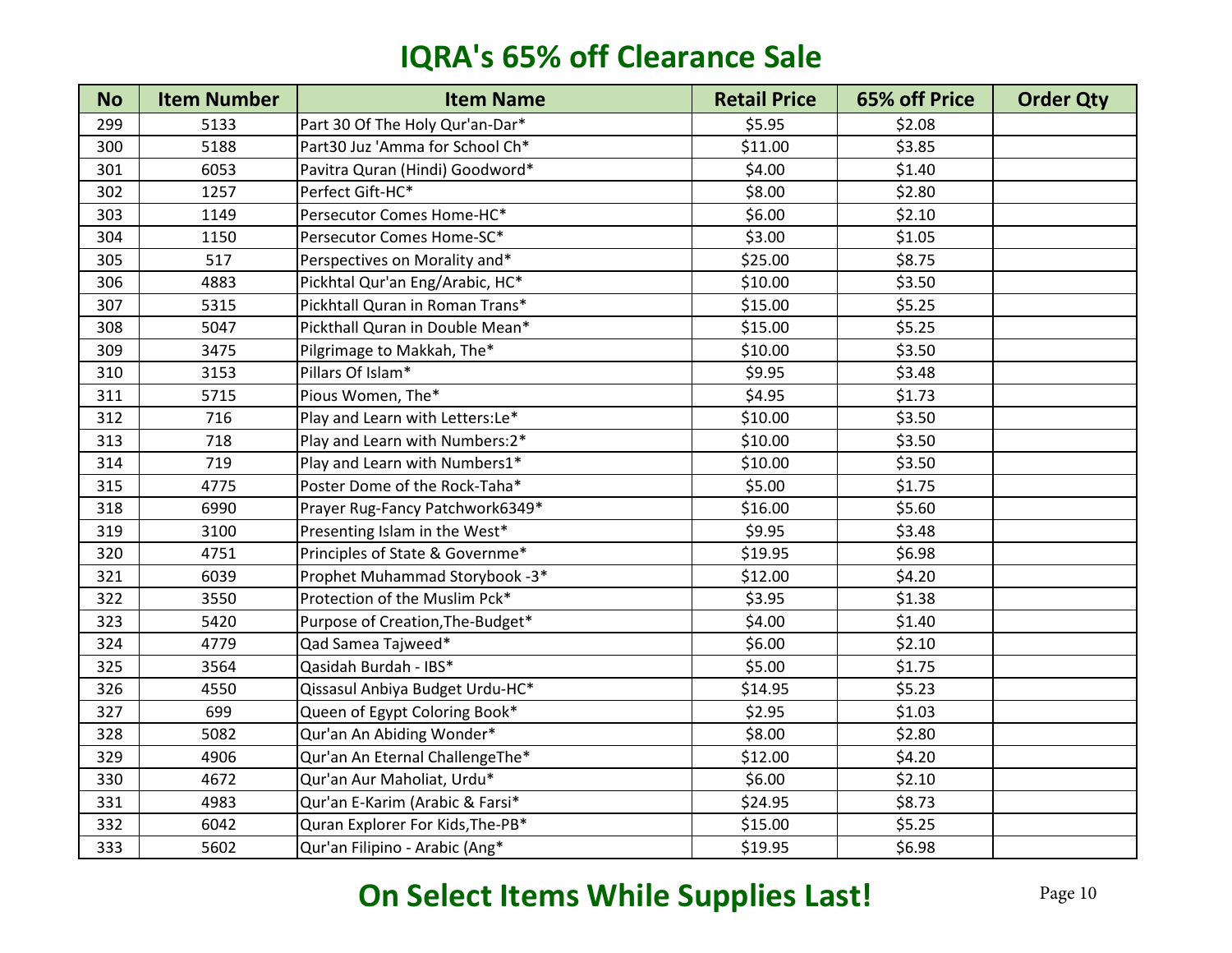# IQRA's 65% off Clearance Sale

| No | Item Number | Item Name | Retail Price | 65% off Price | Order Qty |
|---|---|---|---|---|---|
| 299 | 5133 | Part 30 Of The Holy Qur'an-Dar* | $5.95 | $2.08 | |
| 300 | 5188 | Part30 Juz 'Amma for School Ch* | $11.00 | $3.85 | |
| 301 | 6053 | Pavitra Quran (Hindi) Goodword* | $4.00 | $1.40 | |
| 302 | 1257 | Perfect Gift-HC* | $8.00 | $2.80 | |
| 303 | 1149 | Persecutor Comes Home-HC* | $6.00 | $2.10 | |
| 304 | 1150 | Persecutor Comes Home-SC* | $3.00 | $1.05 | |
| 305 | 517 | Perspectives on Morality and* | $25.00 | $8.75 | |
| 306 | 4883 | Pickhtal Qur'an Eng/Arabic, HC* | $10.00 | $3.50 | |
| 307 | 5315 | Pickhtall Quran in Roman Trans* | $15.00 | $5.25 | |
| 308 | 5047 | Pickthall Quran in Double Mean* | $15.00 | $5.25 | |
| 309 | 3475 | Pilgrimage to Makkah, The* | $10.00 | $3.50 | |
| 310 | 3153 | Pillars Of Islam* | $9.95 | $3.48 | |
| 311 | 5715 | Pious Women, The* | $4.95 | $1.73 | |
| 312 | 716 | Play and Learn with Letters:Le* | $10.00 | $3.50 | |
| 313 | 718 | Play and Learn with Numbers:2* | $10.00 | $3.50 | |
| 314 | 719 | Play and Learn with Numbers1* | $10.00 | $3.50 | |
| 315 | 4775 | Poster Dome of the Rock-Taha* | $5.00 | $1.75 | |
| 318 | 6990 | Prayer Rug-Fancy Patchwork6349* | $16.00 | $5.60 | |
| 319 | 3100 | Presenting Islam in the West* | $9.95 | $3.48 | |
| 320 | 4751 | Principles of State & Governme* | $19.95 | $6.98 | |
| 321 | 6039 | Prophet Muhammad Storybook -3* | $12.00 | $4.20 | |
| 322 | 3550 | Protection of the Muslim Pck* | $3.95 | $1.38 | |
| 323 | 5420 | Purpose of Creation,The-Budget* | $4.00 | $1.40 | |
| 324 | 4779 | Qad Samea Tajweed* | $6.00 | $2.10 | |
| 325 | 3564 | Qasidah Burdah - IBS* | $5.00 | $1.75 | |
| 326 | 4550 | Qissasul Anbiya Budget Urdu-HC* | $14.95 | $5.23 | |
| 327 | 699 | Queen of Egypt Coloring Book* | $2.95 | $1.03 | |
| 328 | 5082 | Qur'an An Abiding Wonder* | $8.00 | $2.80 | |
| 329 | 4906 | Qur'an An Eternal ChallengeThe* | $12.00 | $4.20 | |
| 330 | 4672 | Qur'an Aur Maholiat, Urdu* | $6.00 | $2.10 | |
| 331 | 4983 | Qur'an E-Karim (Arabic & Farsi* | $24.95 | $8.73 | |
| 332 | 6042 | Quran Explorer For Kids,The-PB* | $15.00 | $5.25 | |
| 333 | 5602 | Qur'an Filipino - Arabic (Ang* | $19.95 | $6.98 | |

## On Select Items While Supplies Last!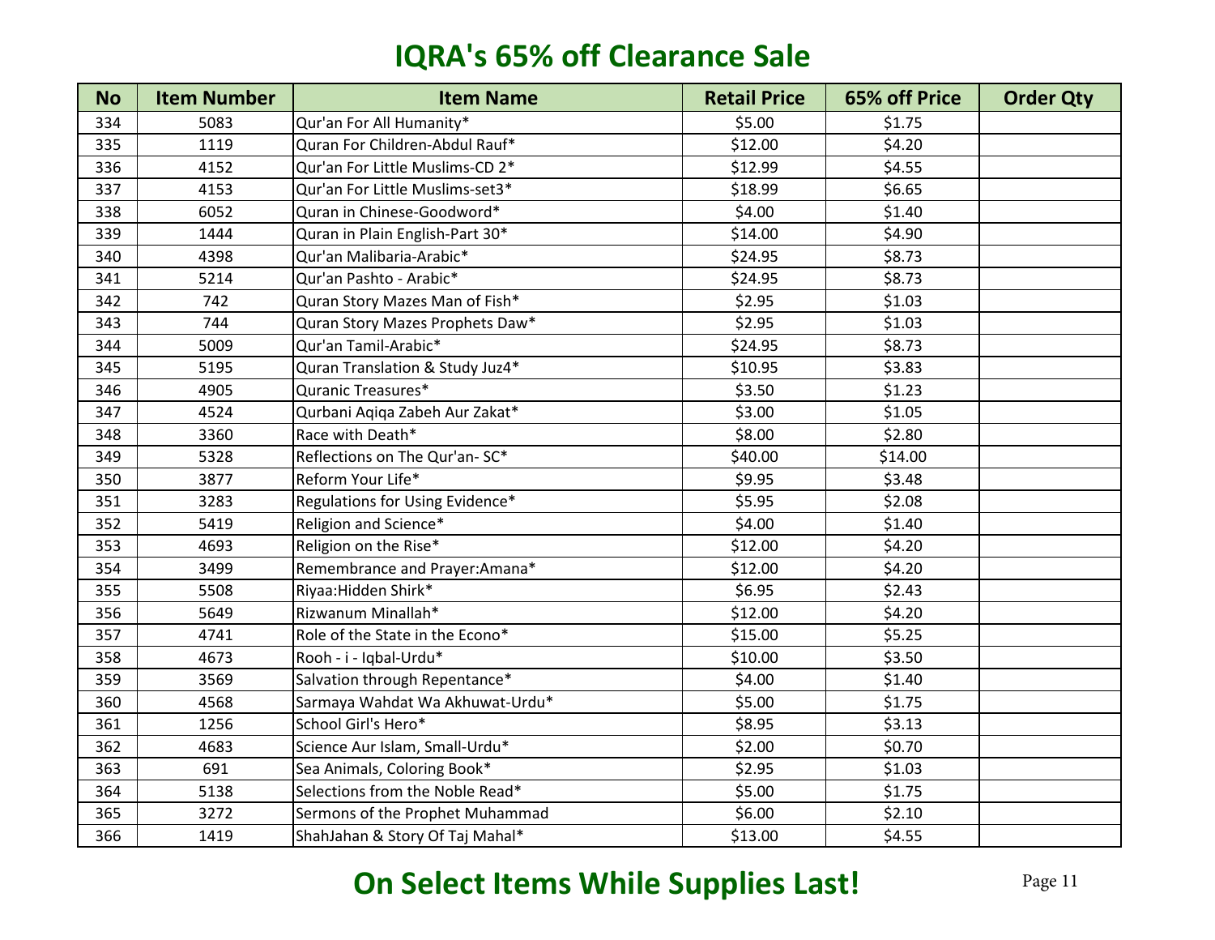# IQRA's 65% off Clearance Sale

| No | Item Number | Item Name | Retail Price | 65% off Price | Order Qty |
|---|---|---|---|---|---|
| 334 | 5083 | Qur'an For All Humanity* | $5.00 | $1.75 | |
| 335 | 1119 | Quran For Children-Abdul Rauf* | $12.00 | $4.20 | |
| 336 | 4152 | Qur'an For Little Muslims-CD 2* | $12.99 | $4.55 | |
| 337 | 4153 | Qur'an For Little Muslims-set3* | $18.99 | $6.65 | |
| 338 | 6052 | Quran in Chinese-Goodword* | $4.00 | $1.40 | |
| 339 | 1444 | Quran in Plain English-Part 30* | $14.00 | $4.90 | |
| 340 | 4398 | Qur'an Malibaria-Arabic* | $24.95 | $8.73 | |
| 341 | 5214 | Qur'an Pashto - Arabic* | $24.95 | $8.73 | |
| 342 | 742 | Quran Story Mazes Man of Fish* | $2.95 | $1.03 | |
| 343 | 744 | Quran Story Mazes Prophets Daw* | $2.95 | $1.03 | |
| 344 | 5009 | Qur'an Tamil-Arabic* | $24.95 | $8.73 | |
| 345 | 5195 | Quran Translation & Study Juz4* | $10.95 | $3.83 | |
| 346 | 4905 | Quranic Treasures* | $3.50 | $1.23 | |
| 347 | 4524 | Qurbani Aqiqa Zabeh Aur Zakat* | $3.00 | $1.05 | |
| 348 | 3360 | Race with Death* | $8.00 | $2.80 | |
| 349 | 5328 | Reflections on The Qur'an- SC* | $40.00 | $14.00 | |
| 350 | 3877 | Reform Your Life* | $9.95 | $3.48 | |
| 351 | 3283 | Regulations for Using Evidence* | $5.95 | $2.08 | |
| 352 | 5419 | Religion and Science* | $4.00 | $1.40 | |
| 353 | 4693 | Religion on the Rise* | $12.00 | $4.20 | |
| 354 | 3499 | Remembrance and Prayer:Amana* | $12.00 | $4.20 | |
| 355 | 5508 | Riyaa:Hidden Shirk* | $6.95 | $2.43 | |
| 356 | 5649 | Rizwanum Minallah* | $12.00 | $4.20 | |
| 357 | 4741 | Role of the State in the Econo* | $15.00 | $5.25 | |
| 358 | 4673 | Rooh - i - Iqbal-Urdu* | $10.00 | $3.50 | |
| 359 | 3569 | Salvation through Repentance* | $4.00 | $1.40 | |
| 360 | 4568 | Sarmaya Wahdat Wa Akhuwat-Urdu* | $5.00 | $1.75 | |
| 361 | 1256 | School Girl's Hero* | $8.95 | $3.13 | |
| 362 | 4683 | Science Aur Islam, Small-Urdu* | $2.00 | $0.70 | |
| 363 | 691 | Sea Animals, Coloring Book* | $2.95 | $1.03 | |
| 364 | 5138 | Selections from the Noble Read* | $5.00 | $1.75 | |
| 365 | 3272 | Sermons of the Prophet Muhammad | $6.00 | $2.10 | |
| 366 | 1419 | ShahJahan & Story Of Taj Mahal* | $13.00 | $4.55 | |

## On Select Items While Supplies Last!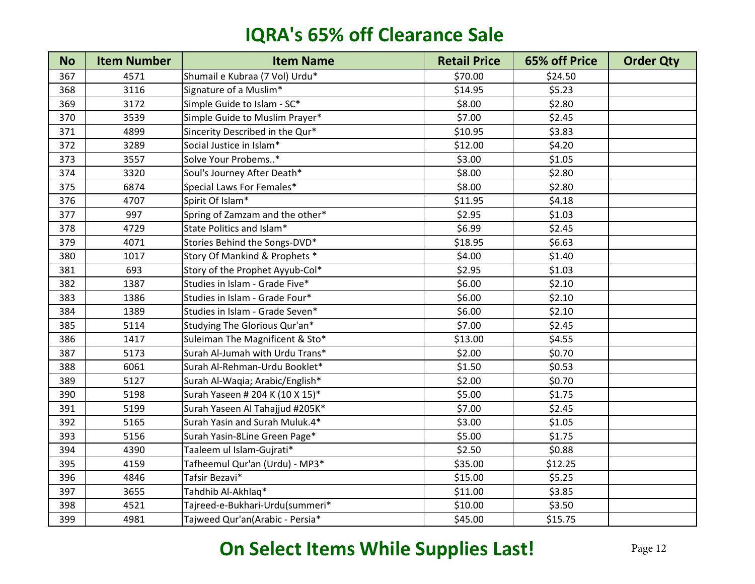# IQRA's 65% off Clearance Sale

| No | Item Number | Item Name | Retail Price | 65% off Price | Order Qty |
|---|---|---|---|---|---|
| 367 | 4571 | Shumail e Kubraa (7 Vol) Urdu* | $70.00 | $24.50 | |
| 368 | 3116 | Signature of a Muslim* | $14.95 | $5.23 | |
| 369 | 3172 | Simple Guide to Islam - SC* | $8.00 | $2.80 | |
| 370 | 3539 | Simple Guide to Muslim Prayer* | $7.00 | $2.45 | |
| 371 | 4899 | Sincerity Described in the Qur* | $10.95 | $3.83 | |
| 372 | 3289 | Social Justice in Islam* | $12.00 | $4.20 | |
| 373 | 3557 | Solve Your Probems..* | $3.00 | $1.05 | |
| 374 | 3320 | Soul's Journey After Death* | $8.00 | $2.80 | |
| 375 | 6874 | Special Laws For Females* | $8.00 | $2.80 | |
| 376 | 4707 | Spirit Of Islam* | $11.95 | $4.18 | |
| 377 | 997 | Spring of Zamzam and the other* | $2.95 | $1.03 | |
| 378 | 4729 | State Politics and Islam* | $6.99 | $2.45 | |
| 379 | 4071 | Stories Behind the Songs-DVD* | $18.95 | $6.63 | |
| 380 | 1017 | Story Of Mankind & Prophets * | $4.00 | $1.40 | |
| 381 | 693 | Story of the Prophet Ayyub-Col* | $2.95 | $1.03 | |
| 382 | 1387 | Studies in Islam - Grade Five* | $6.00 | $2.10 | |
| 383 | 1386 | Studies in Islam - Grade Four* | $6.00 | $2.10 | |
| 384 | 1389 | Studies in Islam - Grade Seven* | $6.00 | $2.10 | |
| 385 | 5114 | Studying The Glorious Qur'an* | $7.00 | $2.45 | |
| 386 | 1417 | Suleiman The Magnificent & Sto* | $13.00 | $4.55 | |
| 387 | 5173 | Surah Al-Jumah with Urdu Trans* | $2.00 | $0.70 | |
| 388 | 6061 | Surah Al-Rehman-Urdu Booklet* | $1.50 | $0.53 | |
| 389 | 5127 | Surah Al-Waqia; Arabic/English* | $2.00 | $0.70 | |
| 390 | 5198 | Surah Yaseen # 204 K (10 X 15)* | $5.00 | $1.75 | |
| 391 | 5199 | Surah Yaseen Al Tahajjud #205K* | $7.00 | $2.45 | |
| 392 | 5165 | Surah Yasin and Surah Muluk.4* | $3.00 | $1.05 | |
| 393 | 5156 | Surah Yasin-8Line Green Page* | $5.00 | $1.75 | |
| 394 | 4390 | Taaleem ul Islam-Gujrati* | $2.50 | $0.88 | |
| 395 | 4159 | Tafheemul Qur'an (Urdu) - MP3* | $35.00 | $12.25 | |
| 396 | 4846 | Tafsir Bezavi* | $15.00 | $5.25 | |
| 397 | 3655 | Tahdhib Al-Akhlaq* | $11.00 | $3.85 | |
| 398 | 4521 | Tajreed-e-Bukhari-Urdu(summeri* | $10.00 | $3.50 | |
| 399 | 4981 | Tajweed Qur'an(Arabic - Persia* | $45.00 | $15.75 | |

## On Select Items While Supplies Last!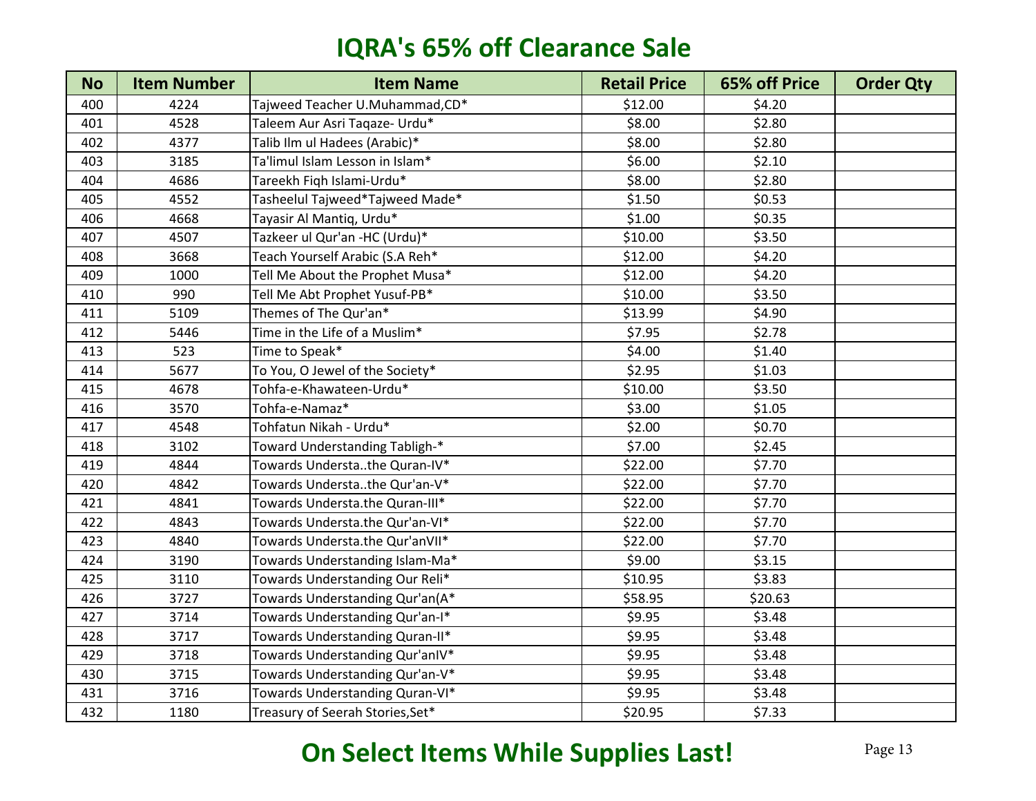# IQRA's 65% off Clearance Sale

| No | Item Number | Item Name | Retail Price | 65% off Price | Order Qty |
|---|---|---|---|---|---|
| 400 | 4224 | Tajweed Teacher U.Muhammad,CD* | $12.00 | $4.20 | |
| 401 | 4528 | Taleem Aur Asri Taqaze- Urdu* | $8.00 | $2.80 | |
| 402 | 4377 | Talib Ilm ul Hadees (Arabic)* | $8.00 | $2.80 | |
| 403 | 3185 | Ta'limul Islam Lesson in Islam* | $6.00 | $2.10 | |
| 404 | 4686 | Tareekh Fiqh Islami-Urdu* | $8.00 | $2.80 | |
| 405 | 4552 | Tasheelul Tajweed*Tajweed Made* | $1.50 | $0.53 | |
| 406 | 4668 | Tayasir Al Mantiq, Urdu* | $1.00 | $0.35 | |
| 407 | 4507 | Tazkeer ul Qur'an -HC (Urdu)* | $10.00 | $3.50 | |
| 408 | 3668 | Teach Yourself Arabic (S.A Reh* | $12.00 | $4.20 | |
| 409 | 1000 | Tell Me About the Prophet Musa* | $12.00 | $4.20 | |
| 410 | 990 | Tell Me Abt Prophet Yusuf-PB* | $10.00 | $3.50 | |
| 411 | 5109 | Themes of The Qur'an* | $13.99 | $4.90 | |
| 412 | 5446 | Time in the Life of a Muslim* | $7.95 | $2.78 | |
| 413 | 523 | Time to Speak* | $4.00 | $1.40 | |
| 414 | 5677 | To You, O Jewel of the Society* | $2.95 | $1.03 | |
| 415 | 4678 | Tohfa-e-Khawateen-Urdu* | $10.00 | $3.50 | |
| 416 | 3570 | Tohfa-e-Namaz* | $3.00 | $1.05 | |
| 417 | 4548 | Tohfatun Nikah - Urdu* | $2.00 | $0.70 | |
| 418 | 3102 | Toward Understanding Tabligh-* | $7.00 | $2.45 | |
| 419 | 4844 | Towards Understa..the Quran-IV* | $22.00 | $7.70 | |
| 420 | 4842 | Towards Understa..the Qur'an-V* | $22.00 | $7.70 | |
| 421 | 4841 | Towards Understa.the Quran-III* | $22.00 | $7.70 | |
| 422 | 4843 | Towards Understa.the Qur'an-VI* | $22.00 | $7.70 | |
| 423 | 4840 | Towards Understa.the Qur'anVII* | $22.00 | $7.70 | |
| 424 | 3190 | Towards Understanding Islam-Ma* | $9.00 | $3.15 | |
| 425 | 3110 | Towards Understanding Our Reli* | $10.95 | $3.83 | |
| 426 | 3727 | Towards Understanding Qur'an(A* | $58.95 | $20.63 | |
| 427 | 3714 | Towards Understanding Qur'an-I* | $9.95 | $3.48 | |
| 428 | 3717 | Towards Understanding Quran-II* | $9.95 | $3.48 | |
| 429 | 3718 | Towards Understanding Qur'anIV* | $9.95 | $3.48 | |
| 430 | 3715 | Towards Understanding Qur'an-V* | $9.95 | $3.48 | |
| 431 | 3716 | Towards Understanding Quran-VI* | $9.95 | $3.48 | |
| 432 | 1180 | Treasury of Seerah Stories,Set* | $20.95 | $7.33 | |

## On Select Items While Supplies Last!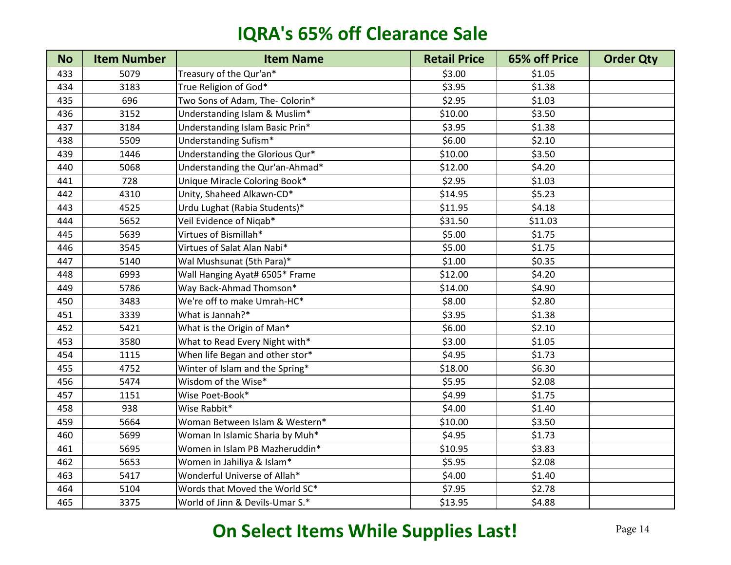# IQRA's 65% off Clearance Sale

| No | Item Number | Item Name | Retail Price | 65% off Price | Order Qty |
|---|---|---|---|---|---|
| 433 | 5079 | Treasury of the Qur'an* | $3.00 | $1.05 | |
| 434 | 3183 | True Religion of God* | $3.95 | $1.38 | |
| 435 | 696 | Two Sons of Adam, The- Colorin* | $2.95 | $1.03 | |
| 436 | 3152 | Understanding Islam & Muslim* | $10.00 | $3.50 | |
| 437 | 3184 | Understanding Islam Basic Prin* | $3.95 | $1.38 | |
| 438 | 5509 | Understanding Sufism* | $6.00 | $2.10 | |
| 439 | 1446 | Understanding the Glorious Qur* | $10.00 | $3.50 | |
| 440 | 5068 | Understanding the Qur'an-Ahmad* | $12.00 | $4.20 | |
| 441 | 728 | Unique Miracle Coloring Book* | $2.95 | $1.03 | |
| 442 | 4310 | Unity, Shaheed Alkawn-CD* | $14.95 | $5.23 | |
| 443 | 4525 | Urdu Lughat (Rabia Students)* | $11.95 | $4.18 | |
| 444 | 5652 | Veil Evidence of Niqab* | $31.50 | $11.03 | |
| 445 | 5639 | Virtues of Bismillah* | $5.00 | $1.75 | |
| 446 | 3545 | Virtues of Salat Alan Nabi* | $5.00 | $1.75 | |
| 447 | 5140 | Wal Mushsunat (5th Para)* | $1.00 | $0.35 | |
| 448 | 6993 | Wall Hanging Ayat# 6505* Frame | $12.00 | $4.20 | |
| 449 | 5786 | Way Back-Ahmad Thomson* | $14.00 | $4.90 | |
| 450 | 3483 | We're off to make Umrah-HC* | $8.00 | $2.80 | |
| 451 | 3339 | What is Jannah?* | $3.95 | $1.38 | |
| 452 | 5421 | What is the Origin of Man* | $6.00 | $2.10 | |
| 453 | 3580 | What to Read Every Night with* | $3.00 | $1.05 | |
| 454 | 1115 | When life Began and other stor* | $4.95 | $1.73 | |
| 455 | 4752 | Winter of Islam and the Spring* | $18.00 | $6.30 | |
| 456 | 5474 | Wisdom of the Wise* | $5.95 | $2.08 | |
| 457 | 1151 | Wise Poet-Book* | $4.99 | $1.75 | |
| 458 | 938 | Wise Rabbit* | $4.00 | $1.40 | |
| 459 | 5664 | Woman Between Islam & Western* | $10.00 | $3.50 | |
| 460 | 5699 | Woman In Islamic Sharia by Muh* | $4.95 | $1.73 | |
| 461 | 5695 | Women in Islam PB Mazheruddin* | $10.95 | $3.83 | |
| 462 | 5653 | Women in Jahiliya & Islam* | $5.95 | $2.08 | |
| 463 | 5417 | Wonderful Universe of Allah* | $4.00 | $1.40 | |
| 464 | 5104 | Words that Moved the World SC* | $7.95 | $2.78 | |
| 465 | 3375 | World of Jinn & Devils-Umar S.* | $13.95 | $4.88 | |

**On Select Items While Supplies Last!**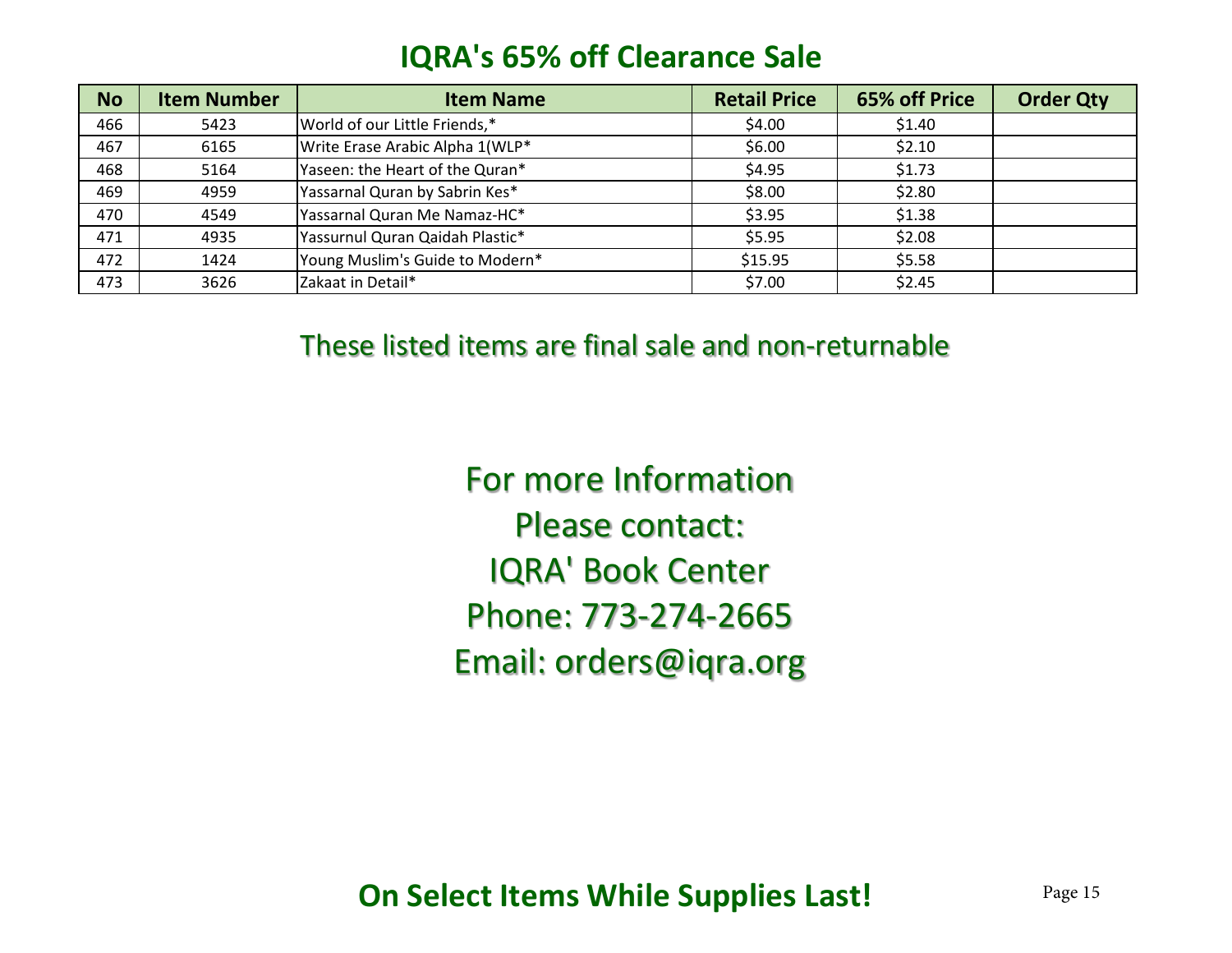# IQRA's 65% off Clearance Sale

| No | Item Number | Item Name | Retail Price | 65% off Price | Order Qty |
|---|---|---|---|---|---|
| 466 | 5423 | World of our Little Friends,* | $4.00 | $1.40 | |
| 467 | 6165 | Write Erase Arabic Alpha 1(WLP* | $6.00 | $2.10 | |
| 468 | 5164 | Yaseen: the Heart of the Quran* | $4.95 | $1.73 | |
| 469 | 4959 | Yassarnal Quran by Sabrin Kes* | $8.00 | $2.80 | |
| 470 | 4549 | Yassarnal Quran Me Namaz-HC* | $3.95 | $1.38 | |
| 471 | 4935 | Yassurnul Quran Qaidah Plastic* | $5.95 | $2.08 | |
| 472 | 1424 | Young Muslim's Guide to Modern* | $15.95 | $5.58 | |
| 473 | 3626 | Zakaat in Detail* | $7.00 | $2.45 | |

These listed items are final sale and non-returnable

For more Information
Please contact:
IQRA' Book Center
Phone: 773-274-2665
Email: orders@iqra.org

**On Select Items While Supplies Last!**